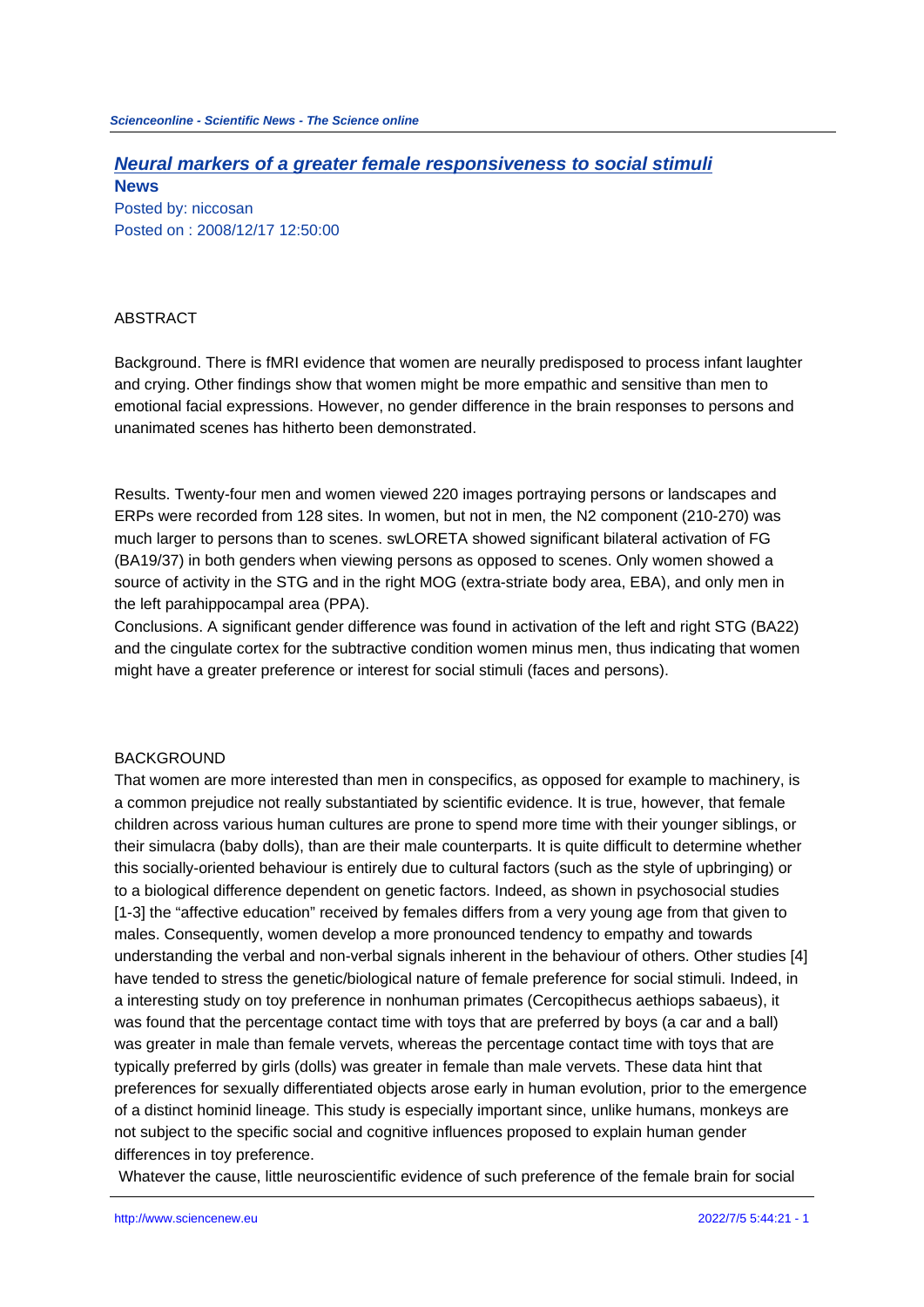## [Neural markers of a greater female responsiveness to social stimuli](#)

**News**

Posted by: niccosan
Posted on : 2008/12/17 12:50:00

ABSTRACT

Background. There is fMRI evidence that women are neurally predisposed to process infant laughter and crying. Other findings show that women might be more empathic and sensitive than men to emotional facial expressions. However, no gender difference in the brain responses to persons and unanimated scenes has hitherto been demonstrated.

Results. Twenty-four men and women viewed 220 images portraying persons or landscapes and ERPs were recorded from 128 sites. In women, but not in men, the N2 component (210-270) was much larger to persons than to scenes. swLORETA showed significant bilateral activation of FG (BA19/37) in both genders when viewing persons as opposed to scenes. Only women showed a source of activity in the STG and in the right MOG (extra-striate body area, EBA), and only men in the left parahippocampal area (PPA).
Conclusions. A significant gender difference was found in activation of the left and right STG (BA22) and the cingulate cortex for the subtractive condition women minus men, thus indicating that women might have a greater preference or interest for social stimuli (faces and persons).

BACKGROUND

That women are more interested than men in conspecifics, as opposed for example to machinery, is a common prejudice not really substantiated by scientific evidence. It is true, however, that female children across various human cultures are prone to spend more time with their younger siblings, or their simulacra (baby dolls), than are their male counterparts. It is quite difficult to determine whether this socially-oriented behaviour is entirely due to cultural factors (such as the style of upbringing) or to a biological difference dependent on genetic factors. Indeed, as shown in psychosocial studies [1-3] the "affective education" received by females differs from a very young age from that given to males. Consequently, women develop a more pronounced tendency to empathy and towards understanding the verbal and non-verbal signals inherent in the behaviour of others. Other studies [4] have tended to stress the genetic/biological nature of female preference for social stimuli. Indeed, in a interesting study on toy preference in nonhuman primates (Cercopithecus aethiops sabaeus), it was found that the percentage contact time with toys that are preferred by boys (a car and a ball) was greater in male than female vervets, whereas the percentage contact time with toys that are typically preferred by girls (dolls) was greater in female than male vervets. These data hint that preferences for sexually differentiated objects arose early in human evolution, prior to the emergence of a distinct hominid lineage. This study is especially important since, unlike humans, monkeys are not subject to the specific social and cognitive influences proposed to explain human gender differences in toy preference.

Whatever the cause, little neuroscientific evidence of such preference of the female brain for social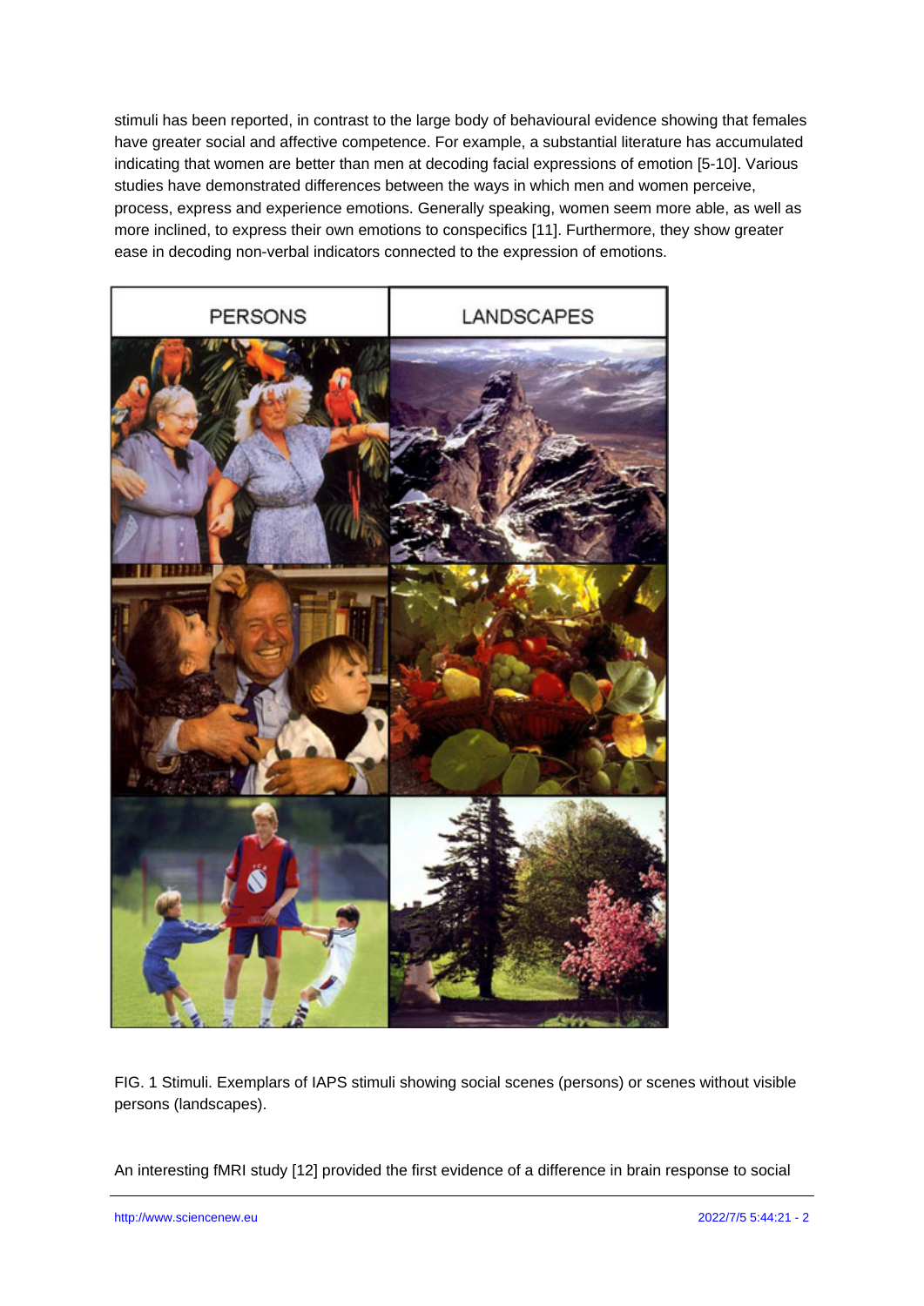stimuli has been reported, in contrast to the large body of behavioural evidence showing that females have greater social and affective competence. For example, a substantial literature has accumulated indicating that women are better than men at decoding facial expressions of emotion [5-10]. Various studies have demonstrated differences between the ways in which men and women perceive, process, express and experience emotions. Generally speaking, women seem more able, as well as more inclined, to express their own emotions to conspecifics [11]. Furthermore, they show greater ease in decoding non-verbal indicators connected to the expression of emotions.

FIG. 1 Stimuli. Exemplars of IAPS stimuli showing social scenes (persons) or scenes without visible persons (landscapes).

An interesting fMRI study [12] provided the first evidence of a difference in brain response to social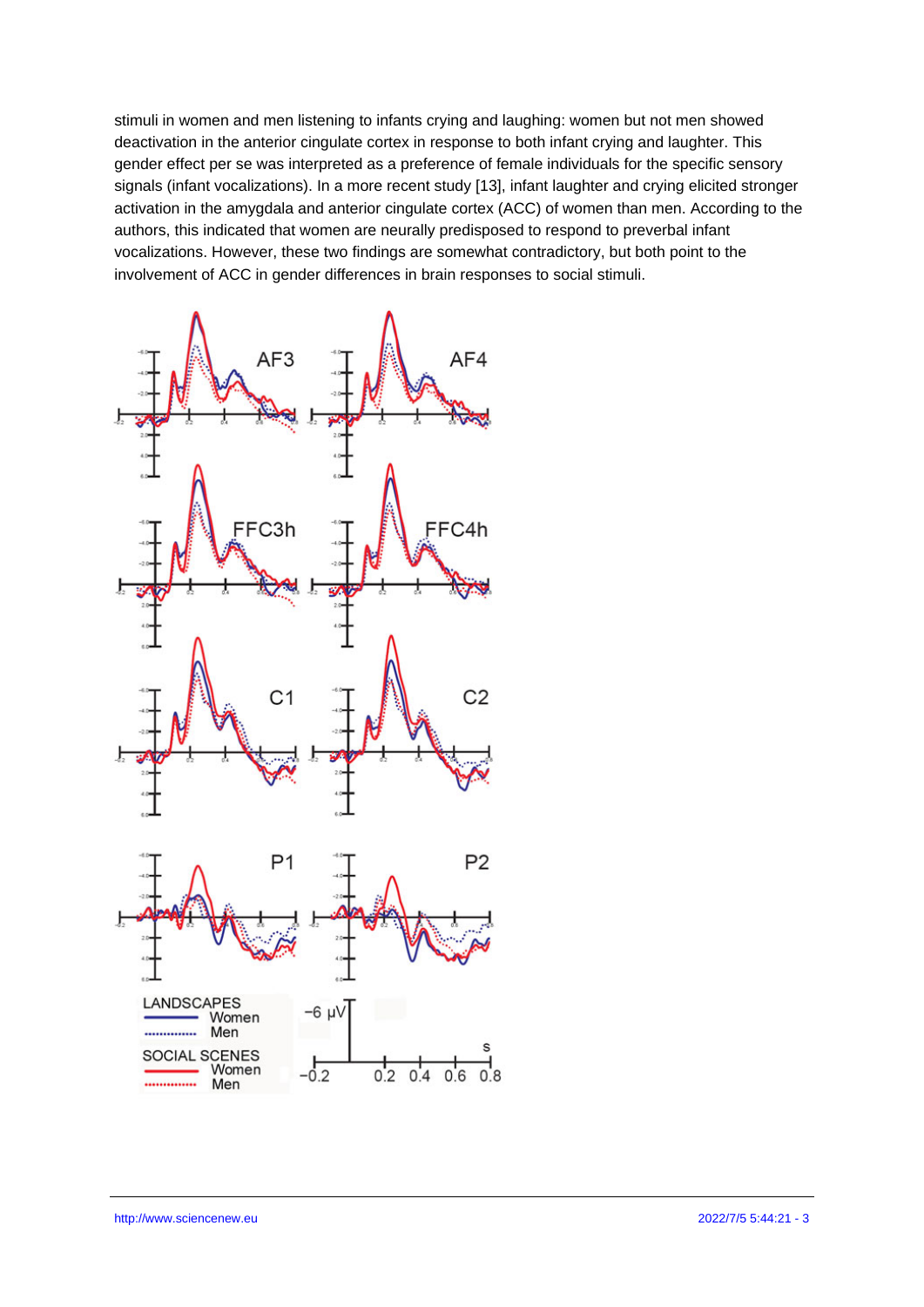stimuli in women and men listening to infants crying and laughing: women but not men showed deactivation in the anterior cingulate cortex in response to both infant crying and laughter. This gender effect per se was interpreted as a preference of female individuals for the specific sensory signals (infant vocalizations). In a more recent study [13], infant laughter and crying elicited stronger activation in the amygdala and anterior cingulate cortex (ACC) of women than men. According to the authors, this indicated that women are neurally predisposed to respond to preverbal infant vocalizations. However, these two findings are somewhat contradictory, but both point to the involvement of ACC in gender differences in brain responses to social stimuli.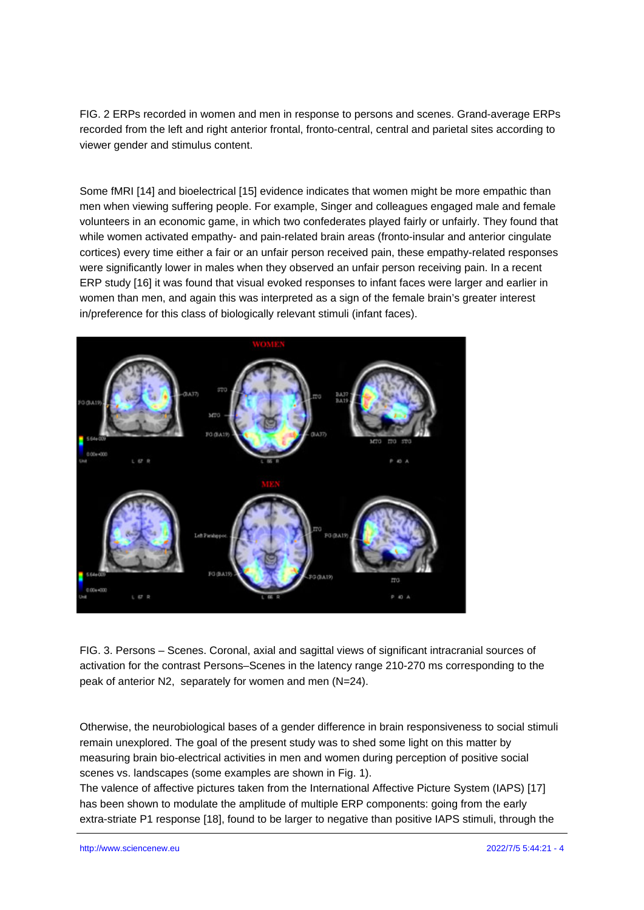FIG. 2 ERPs recorded in women and men in response to persons and scenes. Grand-average ERPs recorded from the left and right anterior frontal, fronto-central, central and parietal sites according to viewer gender and stimulus content.

Some fMRI [14] and bioelectrical [15] evidence indicates that women might be more empathic than men when viewing suffering people. For example, Singer and colleagues engaged male and female volunteers in an economic game, in which two confederates played fairly or unfairly. They found that while women activated empathy- and pain-related brain areas (fronto-insular and anterior cingulate cortices) every time either a fair or an unfair person received pain, these empathy-related responses were significantly lower in males when they observed an unfair person receiving pain. In a recent ERP study [16] it was found that visual evoked responses to infant faces were larger and earlier in women than men, and again this was interpreted as a sign of the female brain's greater interest in/preference for this class of biologically relevant stimuli (infant faces).

FIG. 3. Persons – Scenes. Coronal, axial and sagittal views of significant intracranial sources of activation for the contrast Persons–Scenes in the latency range 210-270 ms corresponding to the peak of anterior N2, separately for women and men (N=24).

Otherwise, the neurobiological bases of a gender difference in brain responsiveness to social stimuli remain unexplored. The goal of the present study was to shed some light on this matter by measuring brain bio-electrical activities in men and women during perception of positive social scenes vs. landscapes (some examples are shown in Fig. 1).

The valence of affective pictures taken from the International Affective Picture System (IAPS) [17] has been shown to modulate the amplitude of multiple ERP components: going from the early extra-striate P1 response [18], found to be larger to negative than positive IAPS stimuli, through the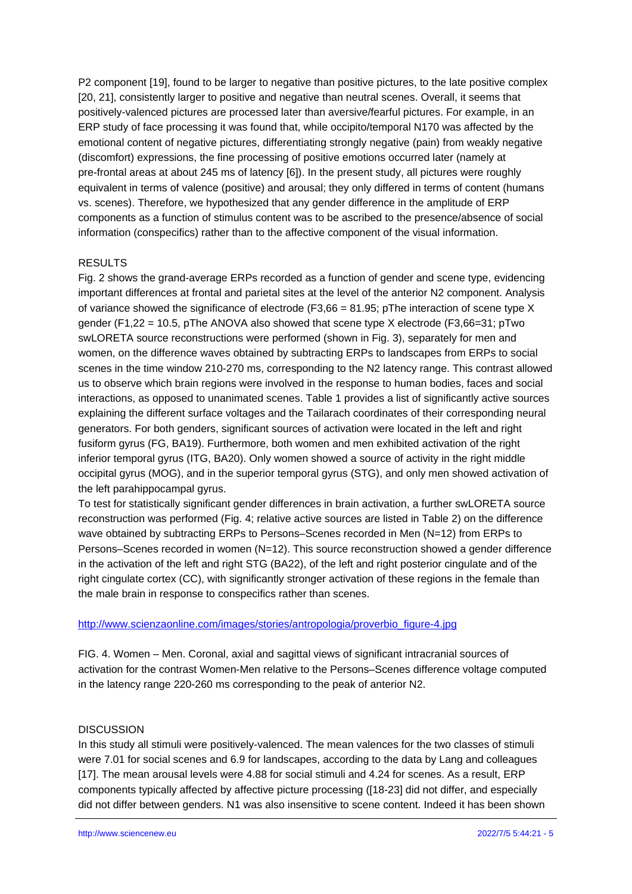P2 component [19], found to be larger to negative than positive pictures, to the late positive complex [20, 21], consistently larger to positive and negative than neutral scenes. Overall, it seems that positively-valenced pictures are processed later than aversive/fearful pictures. For example, in an ERP study of face processing it was found that, while occipito/temporal N170 was affected by the emotional content of negative pictures, differentiating strongly negative (pain) from weakly negative (discomfort) expressions, the fine processing of positive emotions occurred later (namely at pre-frontal areas at about 245 ms of latency [6]). In the present study, all pictures were roughly equivalent in terms of valence (positive) and arousal; they only differed in terms of content (humans vs. scenes). Therefore, we hypothesized that any gender difference in the amplitude of ERP components as a function of stimulus content was to be ascribed to the presence/absence of social information (conspecifics) rather than to the affective component of the visual information.

## RESULTS

Fig. 2 shows the grand-average ERPs recorded as a function of gender and scene type, evidencing important differences at frontal and parietal sites at the level of the anterior N2 component. Analysis of variance showed the significance of electrode ($F_{3,66} = 81.95$; pThe interaction of scene type X gender ($F_{1,22} = 10.5$, pThe ANOVA also showed that scene type X electrode ($F_{3,66}=31$; pTwo swLORETA source reconstructions were performed (shown in Fig. 3), separately for men and women, on the difference waves obtained by subtracting ERPs to landscapes from ERPs to social scenes in the time window 210-270 ms, corresponding to the N2 latency range. This contrast allowed us to observe which brain regions were involved in the response to human bodies, faces and social interactions, as opposed to unanimated scenes. Table 1 provides a list of significantly active sources explaining the different surface voltages and the Tailarach coordinates of their corresponding neural generators. For both genders, significant sources of activation were located in the left and right fusiform gyrus (FG, BA19). Furthermore, both women and men exhibited activation of the right inferior temporal gyrus (ITG, BA20). Only women showed a source of activity in the right middle occipital gyrus (MOG), and in the superior temporal gyrus (STG), and only men showed activation of the left parahippocampal gyrus.

To test for statistically significant gender differences in brain activation, a further swLORETA source reconstruction was performed (Fig. 4; relative active sources are listed in Table 2) on the difference wave obtained by subtracting ERPs to Persons–Scenes recorded in Men (N=12) from ERPs to Persons–Scenes recorded in women (N=12). This source reconstruction showed a gender difference in the activation of the left and right STG (BA22), of the left and right posterior cingulate and of the right cingulate cortex (CC), with significantly stronger activation of these regions in the female than the male brain in response to conspecifics rather than scenes.

[http://www.scienzaonline.com/images/stories/antropologia/proverbio_figure-4.jpg](http://www.scienzaonline.com/images/stories/antropologia/proverbio_figure-4.jpg)

FIG. 4. Women – Men. Coronal, axial and sagittal views of significant intracranial sources of activation for the contrast Women-Men relative to the Persons–Scenes difference voltage computed in the latency range 220-260 ms corresponding to the peak of anterior N2.

## DISCUSSION

In this study all stimuli were positively-valenced. The mean valences for the two classes of stimuli were 7.01 for social scenes and 6.9 for landscapes, according to the data by Lang and colleagues [17]. The mean arousal levels were 4.88 for social stimuli and 4.24 for scenes. As a result, ERP components typically affected by affective picture processing ([18-23] did not differ, and especially did not differ between genders. N1 was also insensitive to scene content. Indeed it has been shown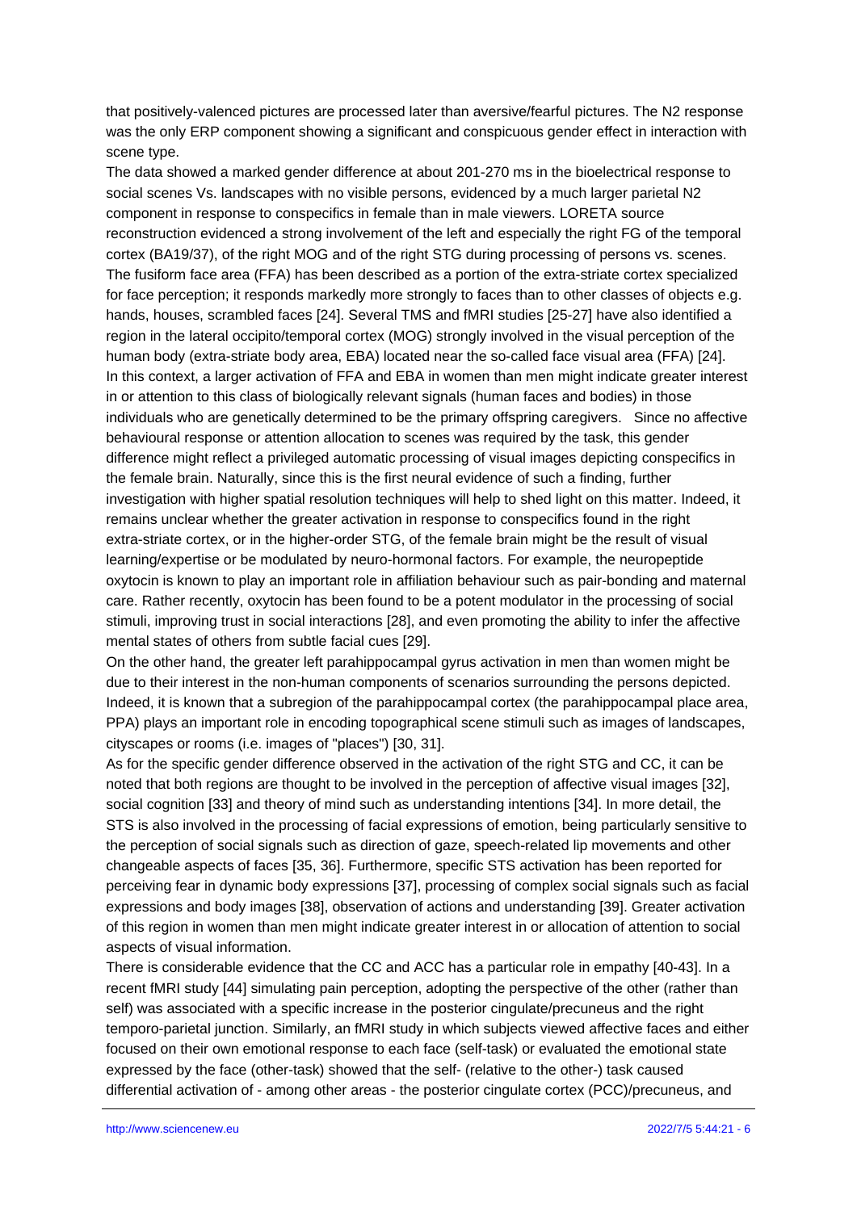that positively-valenced pictures are processed later than aversive/fearful pictures. The N2 response was the only ERP component showing a significant and conspicuous gender effect in interaction with scene type.

The data showed a marked gender difference at about 201-270 ms in the bioelectrical response to social scenes Vs. landscapes with no visible persons, evidenced by a much larger parietal N2 component in response to conspecifics in female than in male viewers. LORETA source reconstruction evidenced a strong involvement of the left and especially the right FG of the temporal cortex (BA19/37), of the right MOG and of the right STG during processing of persons vs. scenes. The fusiform face area (FFA) has been described as a portion of the extra-striate cortex specialized for face perception; it responds markedly more strongly to faces than to other classes of objects e.g. hands, houses, scrambled faces [24]. Several TMS and fMRI studies [25-27] have also identified a region in the lateral occipito/temporal cortex (MOG) strongly involved in the visual perception of the human body (extra-striate body area, EBA) located near the so-called face visual area (FFA) [24]. In this context, a larger activation of FFA and EBA in women than men might indicate greater interest in or attention to this class of biologically relevant signals (human faces and bodies) in those individuals who are genetically determined to be the primary offspring caregivers. Since no affective behavioural response or attention allocation to scenes was required by the task, this gender difference might reflect a privileged automatic processing of visual images depicting conspecifics in the female brain. Naturally, since this is the first neural evidence of such a finding, further investigation with higher spatial resolution techniques will help to shed light on this matter. Indeed, it remains unclear whether the greater activation in response to conspecifics found in the right extra-striate cortex, or in the higher-order STG, of the female brain might be the result of visual learning/expertise or be modulated by neuro-hormonal factors. For example, the neuropeptide oxytocin is known to play an important role in affiliation behaviour such as pair-bonding and maternal care. Rather recently, oxytocin has been found to be a potent modulator in the processing of social stimuli, improving trust in social interactions [28], and even promoting the ability to infer the affective mental states of others from subtle facial cues [29].

On the other hand, the greater left parahippocampal gyrus activation in men than women might be due to their interest in the non-human components of scenarios surrounding the persons depicted. Indeed, it is known that a subregion of the parahippocampal cortex (the parahippocampal place area, PPA) plays an important role in encoding topographical scene stimuli such as images of landscapes, cityscapes or rooms (i.e. images of "places") [30, 31].

As for the specific gender difference observed in the activation of the right STG and CC, it can be noted that both regions are thought to be involved in the perception of affective visual images [32], social cognition [33] and theory of mind such as understanding intentions [34]. In more detail, the STS is also involved in the processing of facial expressions of emotion, being particularly sensitive to the perception of social signals such as direction of gaze, speech-related lip movements and other changeable aspects of faces [35, 36]. Furthermore, specific STS activation has been reported for perceiving fear in dynamic body expressions [37], processing of complex social signals such as facial expressions and body images [38], observation of actions and understanding [39]. Greater activation of this region in women than men might indicate greater interest in or allocation of attention to social aspects of visual information.

There is considerable evidence that the CC and ACC has a particular role in empathy [40-43]. In a recent fMRI study [44] simulating pain perception, adopting the perspective of the other (rather than self) was associated with a specific increase in the posterior cingulate/precuneus and the right temporo-parietal junction. Similarly, an fMRI study in which subjects viewed affective faces and either focused on their own emotional response to each face (self-task) or evaluated the emotional state expressed by the face (other-task) showed that the self- (relative to the other-) task caused differential activation of - among other areas - the posterior cingulate cortex (PCC)/precuneus, and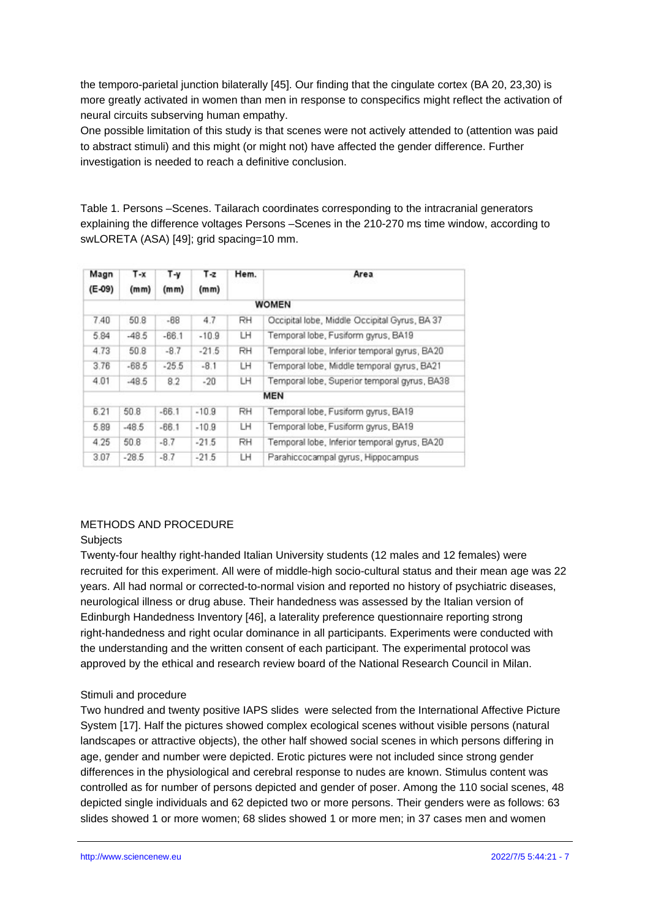the temporo-parietal junction bilaterally [45]. Our finding that the cingulate cortex (BA 20, 23,30) is more greatly activated in women than men in response to conspecifics might reflect the activation of neural circuits subserving human empathy.

One possible limitation of this study is that scenes were not actively attended to (attention was paid to abstract stimuli) and this might (or might not) have affected the gender difference. Further investigation is needed to reach a definitive conclusion.

Table 1. Persons –Scenes. Tailarach coordinates corresponding to the intracranial generators explaining the difference voltages Persons –Scenes in the 210-270 ms time window, according to swLORETA (ASA) [49]; grid spacing=10 mm.

| Magn (E-09) | T-x (mm) | T-y (mm) | T-z (mm) | Hem. | Area |
|---|---|---|---|---|---|
| **WOMEN** | | | | | |
| 7.40 | 50.8 | -68 | 4.7 | RH | Occipital lobe, Middle Occipital Gyrus, BA 37 |
| 5.84 | -48.5 | -66.1 | -10.9 | LH | Temporal lobe, Fusiform gyrus, BA19 |
| 4.73 | 50.8 | -8.7 | -21.5 | RH | Temporal lobe, Inferior temporal gyrus, BA20 |
| 3.76 | -68.5 | -25.5 | -8.1 | LH | Temporal lobe, Middle temporal gyrus, BA21 |
| 4.01 | -48.5 | 8.2 | -20 | LH | Temporal lobe, Superior temporal gyrus, BA38 |
| **MEN** | | | | | |
| 6.21 | 50.8 | -66.1 | -10.9 | RH | Temporal lobe, Fusiform gyrus, BA19 |
| 5.89 | -48.5 | -66.1 | -10.9 | LH | Temporal lobe, Fusiform gyrus, BA19 |
| 4.25 | 50.8 | -8.7 | -21.5 | RH | Temporal lobe, Inferior temporal gyrus, BA20 |
| 3.07 | -28.5 | -8.7 | -21.5 | LH | Parahiccocampal gyrus, Hippocampus |

## METHODS AND PROCEDURE

### Subjects

Twenty-four healthy right-handed Italian University students (12 males and 12 females) were recruited for this experiment. All were of middle-high socio-cultural status and their mean age was 22 years. All had normal or corrected-to-normal vision and reported no history of psychiatric diseases, neurological illness or drug abuse. Their handedness was assessed by the Italian version of Edinburgh Handedness Inventory [46], a laterality preference questionnaire reporting strong right-handedness and right ocular dominance in all participants. Experiments were conducted with the understanding and the written consent of each participant. The experimental protocol was approved by the ethical and research review board of the National Research Council in Milan.

### Stimuli and procedure

Two hundred and twenty positive IAPS slides were selected from the International Affective Picture System [17]. Half the pictures showed complex ecological scenes without visible persons (natural landscapes or attractive objects), the other half showed social scenes in which persons differing in age, gender and number were depicted. Erotic pictures were not included since strong gender differences in the physiological and cerebral response to nudes are known. Stimulus content was controlled as for number of persons depicted and gender of poser. Among the 110 social scenes, 48 depicted single individuals and 62 depicted two or more persons. Their genders were as follows: 63 slides showed 1 or more women; 68 slides showed 1 or more men; in 37 cases men and women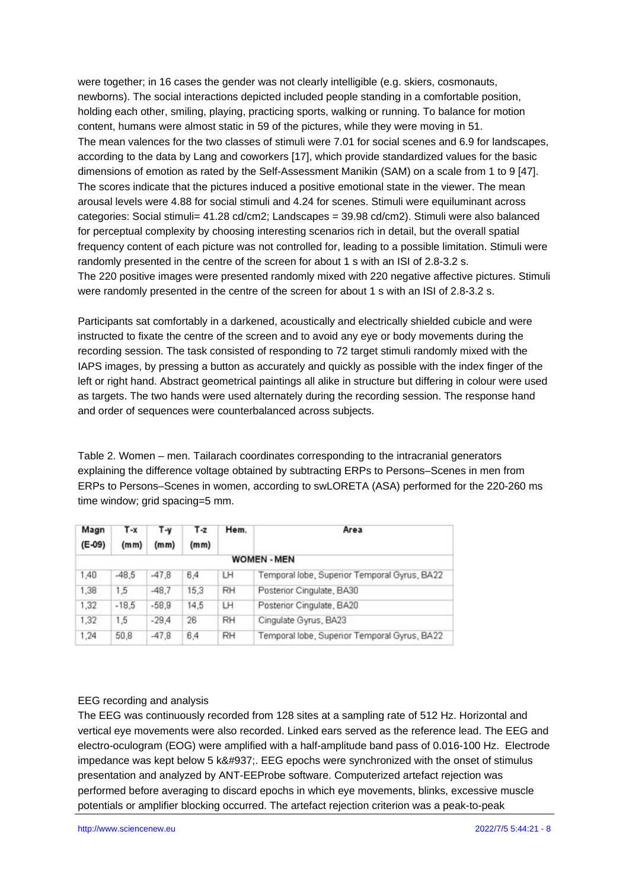were together; in 16 cases the gender was not clearly intelligible (e.g. skiers, cosmonauts, newborns). The social interactions depicted included people standing in a comfortable position, holding each other, smiling, playing, practicing sports, walking or running. To balance for motion content, humans were almost static in 59 of the pictures, while they were moving in 51.
The mean valences for the two classes of stimuli were 7.01 for social scenes and 6.9 for landscapes, according to the data by Lang and coworkers [17], which provide standardized values for the basic dimensions of emotion as rated by the Self-Assessment Manikin (SAM) on a scale from 1 to 9 [47]. The scores indicate that the pictures induced a positive emotional state in the viewer. The mean arousal levels were 4.88 for social stimuli and 4.24 for scenes. Stimuli were equiluminant across categories: Social stimuli= 41.28 cd/cm2; Landscapes = 39.98 cd/cm2). Stimuli were also balanced for perceptual complexity by choosing interesting scenarios rich in detail, but the overall spatial frequency content of each picture was not controlled for, leading to a possible limitation. Stimuli were randomly presented in the centre of the screen for about 1 s with an ISI of 2.8-3.2 s.
The 220 positive images were presented randomly mixed with 220 negative affective pictures. Stimuli were randomly presented in the centre of the screen for about 1 s with an ISI of 2.8-3.2 s.

Participants sat comfortably in a darkened, acoustically and electrically shielded cubicle and were instructed to fixate the centre of the screen and to avoid any eye or body movements during the recording session. The task consisted of responding to 72 target stimuli randomly mixed with the IAPS images, by pressing a button as accurately and quickly as possible with the index finger of the left or right hand. Abstract geometrical paintings all alike in structure but differing in colour were used as targets. The two hands were used alternately during the recording session. The response hand and order of sequences were counterbalanced across subjects.

Table 2. Women – men. Tailarach coordinates corresponding to the intracranial generators explaining the difference voltage obtained by subtracting ERPs to Persons–Scenes in men from ERPs to Persons–Scenes in women, according to swLORETA (ASA) performed for the 220-260 ms time window; grid spacing=5 mm.

| Magn (E-09) | T-x (mm) | T-y (mm) | T-z (mm) | Hem. | Area |
|---|---|---|---|---|---|
| **WOMEN - MEN** | | | | | |
| 1,40 | -48,5 | -47,8 | 6,4 | LH | Temporal lobe, Superior Temporal Gyrus, BA22 |
| 1,38 | 1,5 | -48,7 | 15,3 | RH | Posterior Cingulate, BA30 |
| 1,32 | -18,5 | -58,9 | 14,5 | LH | Posterior Cingulate, BA20 |
| 1,32 | 1,5 | -29,4 | 26 | RH | Cingulate Gyrus, BA23 |
| 1,24 | 50,8 | -47,8 | 6,4 | RH | Temporal lobe, Superior Temporal Gyrus, BA22 |

EEG recording and analysis

The EEG was continuously recorded from 128 sites at a sampling rate of 512 Hz. Horizontal and vertical eye movements were also recorded. Linked ears served as the reference lead. The EEG and electro-oculogram (EOG) were amplified with a half-amplitude band pass of 0.016-100 Hz. Electrode impedance was kept below 5 k&#937;. EEG epochs were synchronized with the onset of stimulus presentation and analyzed by ANT-EEProbe software. Computerized artefact rejection was performed before averaging to discard epochs in which eye movements, blinks, excessive muscle potentials or amplifier blocking occurred. The artefact rejection criterion was a peak-to-peak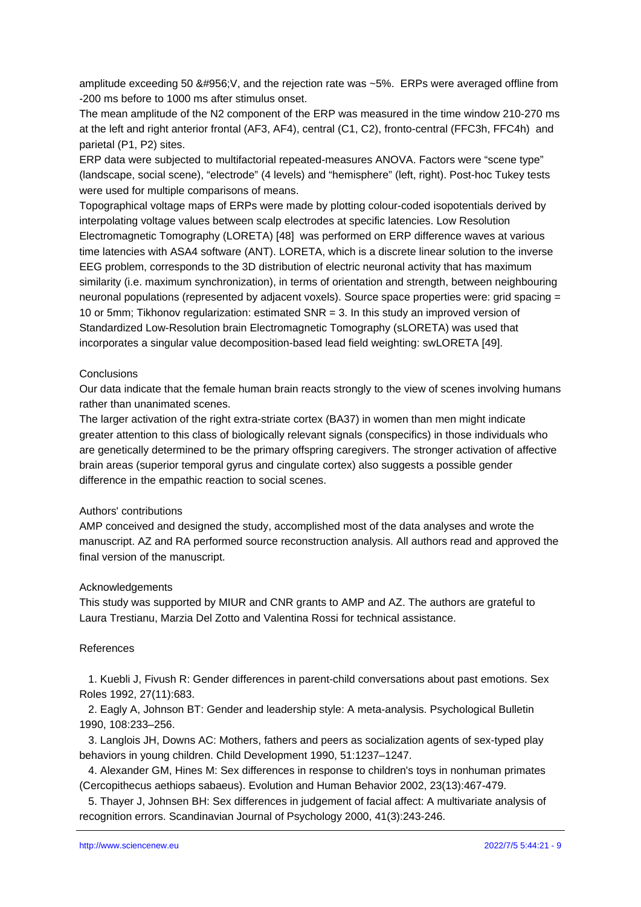amplitude exceeding 50 &#956;V, and the rejection rate was ~5%. ERPs were averaged offline from -200 ms before to 1000 ms after stimulus onset.

The mean amplitude of the N2 component of the ERP was measured in the time window 210-270 ms at the left and right anterior frontal (AF3, AF4), central (C1, C2), fronto-central (FFC3h, FFC4h) and parietal (P1, P2) sites.

ERP data were subjected to multifactorial repeated-measures ANOVA. Factors were “scene type” (landscape, social scene), “electrode” (4 levels) and “hemisphere” (left, right). Post-hoc Tukey tests were used for multiple comparisons of means.

Topographical voltage maps of ERPs were made by plotting colour-coded isopotentials derived by interpolating voltage values between scalp electrodes at specific latencies. Low Resolution Electromagnetic Tomography (LORETA) [48] was performed on ERP difference waves at various time latencies with ASA4 software (ANT). LORETA, which is a discrete linear solution to the inverse EEG problem, corresponds to the 3D distribution of electric neuronal activity that has maximum similarity (i.e. maximum synchronization), in terms of orientation and strength, between neighbouring neuronal populations (represented by adjacent voxels). Source space properties were: grid spacing = 10 or 5mm; Tikhonov regularization: estimated SNR = 3. In this study an improved version of Standardized Low-Resolution brain Electromagnetic Tomography (sLORETA) was used that incorporates a singular value decomposition-based lead field weighting: swLORETA [49].

## Conclusions

Our data indicate that the female human brain reacts strongly to the view of scenes involving humans rather than unanimated scenes.

The larger activation of the right extra-striate cortex (BA37) in women than men might indicate greater attention to this class of biologically relevant signals (conspecifics) in those individuals who are genetically determined to be the primary offspring caregivers. The stronger activation of affective brain areas (superior temporal gyrus and cingulate cortex) also suggests a possible gender difference in the empathic reaction to social scenes.

## Authors' contributions

AMP conceived and designed the study, accomplished most of the data analyses and wrote the manuscript. AZ and RA performed source reconstruction analysis. All authors read and approved the final version of the manuscript.

## Acknowledgements

This study was supported by MIUR and CNR grants to AMP and AZ. The authors are grateful to Laura Trestianu, Marzia Del Zotto and Valentina Rossi for technical assistance.

## References

1. Kuebli J, Fivush R: Gender differences in parent-child conversations about past emotions. Sex Roles 1992, 27(11):683.
2. Eagly A, Johnson BT: Gender and leadership style: A meta-analysis. Psychological Bulletin 1990, 108:233–256.
3. Langlois JH, Downs AC: Mothers, fathers and peers as socialization agents of sex-typed play behaviors in young children. Child Development 1990, 51:1237–1247.
4. Alexander GM, Hines M: Sex differences in response to children's toys in nonhuman primates (Cercopithecus aethiops sabaeus). Evolution and Human Behavior 2002, 23(13):467-479.
5. Thayer J, Johnsen BH: Sex differences in judgement of facial affect: A multivariate analysis of recognition errors. Scandinavian Journal of Psychology 2000, 41(3):243-246.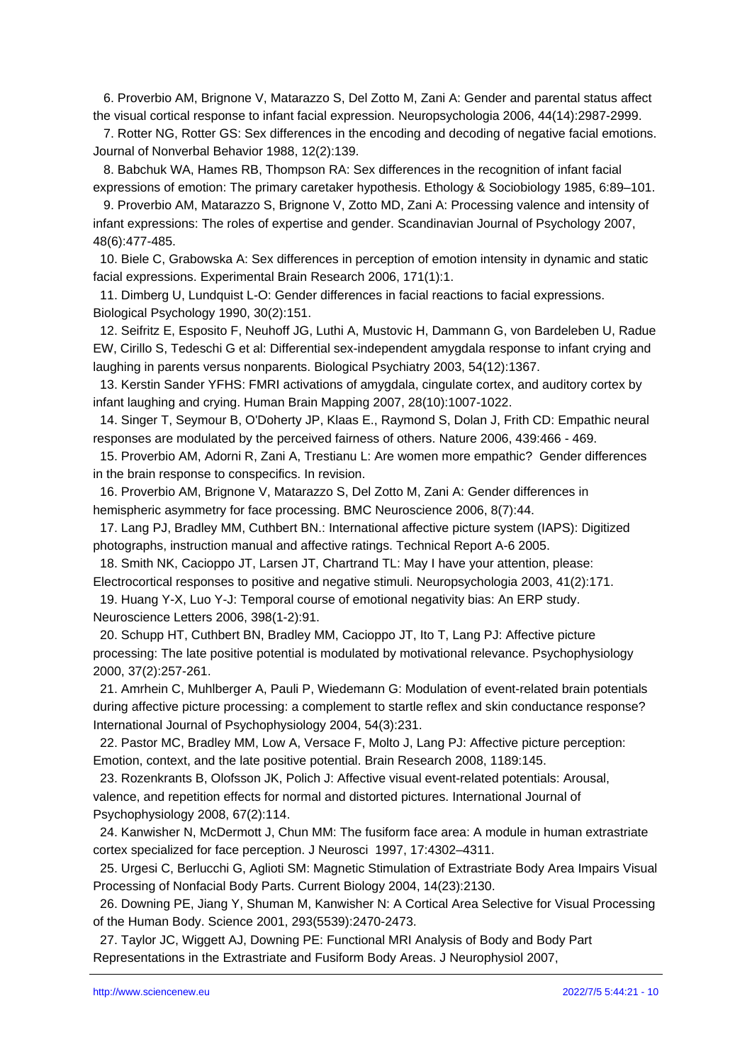6. Proverbio AM, Brignone V, Matarazzo S, Del Zotto M, Zani A: Gender and parental status affect the visual cortical response to infant facial expression. Neuropsychologia 2006, 44(14):2987-2999.

7. Rotter NG, Rotter GS: Sex differences in the encoding and decoding of negative facial emotions. Journal of Nonverbal Behavior 1988, 12(2):139.

8. Babchuk WA, Hames RB, Thompson RA: Sex differences in the recognition of infant facial expressions of emotion: The primary caretaker hypothesis. Ethology & Sociobiology 1985, 6:89–101.

9. Proverbio AM, Matarazzo S, Brignone V, Zotto MD, Zani A: Processing valence and intensity of infant expressions: The roles of expertise and gender. Scandinavian Journal of Psychology 2007, 48(6):477-485.

10. Biele C, Grabowska A: Sex differences in perception of emotion intensity in dynamic and static facial expressions. Experimental Brain Research 2006, 171(1):1.

11. Dimberg U, Lundquist L-O: Gender differences in facial reactions to facial expressions. Biological Psychology 1990, 30(2):151.

12. Seifritz E, Esposito F, Neuhoff JG, Luthi A, Mustovic H, Dammann G, von Bardeleben U, Radue EW, Cirillo S, Tedeschi G et al: Differential sex-independent amygdala response to infant crying and laughing in parents versus nonparents. Biological Psychiatry 2003, 54(12):1367.

13. Kerstin Sander YFHS: FMRI activations of amygdala, cingulate cortex, and auditory cortex by infant laughing and crying. Human Brain Mapping 2007, 28(10):1007-1022.

14. Singer T, Seymour B, O'Doherty JP, Klaas E., Raymond S, Dolan J, Frith CD: Empathic neural responses are modulated by the perceived fairness of others. Nature 2006, 439:466 - 469.

15. Proverbio AM, Adorni R, Zani A, Trestianu L: Are women more empathic? Gender differences in the brain response to conspecifics. In revision.

16. Proverbio AM, Brignone V, Matarazzo S, Del Zotto M, Zani A: Gender differences in hemispheric asymmetry for face processing. BMC Neuroscience 2006, 8(7):44.

17. Lang PJ, Bradley MM, Cuthbert BN.: International affective picture system (IAPS): Digitized photographs, instruction manual and affective ratings. Technical Report A-6 2005.

18. Smith NK, Cacioppo JT, Larsen JT, Chartrand TL: May I have your attention, please: Electrocortical responses to positive and negative stimuli. Neuropsychologia 2003, 41(2):171.

19. Huang Y-X, Luo Y-J: Temporal course of emotional negativity bias: An ERP study. Neuroscience Letters 2006, 398(1-2):91.

20. Schupp HT, Cuthbert BN, Bradley MM, Cacioppo JT, Ito T, Lang PJ: Affective picture processing: The late positive potential is modulated by motivational relevance. Psychophysiology 2000, 37(2):257-261.

21. Amrhein C, Muhlberger A, Pauli P, Wiedemann G: Modulation of event-related brain potentials during affective picture processing: a complement to startle reflex and skin conductance response? International Journal of Psychophysiology 2004, 54(3):231.

22. Pastor MC, Bradley MM, Low A, Versace F, Molto J, Lang PJ: Affective picture perception: Emotion, context, and the late positive potential. Brain Research 2008, 1189:145.

23. Rozenkrants B, Olofsson JK, Polich J: Affective visual event-related potentials: Arousal, valence, and repetition effects for normal and distorted pictures. International Journal of Psychophysiology 2008, 67(2):114.

24. Kanwisher N, McDermott J, Chun MM: The fusiform face area: A module in human extrastriate cortex specialized for face perception. J Neurosci 1997, 17:4302–4311.

25. Urgesi C, Berlucchi G, Aglioti SM: Magnetic Stimulation of Extrastriate Body Area Impairs Visual Processing of Nonfacial Body Parts. Current Biology 2004, 14(23):2130.

26. Downing PE, Jiang Y, Shuman M, Kanwisher N: A Cortical Area Selective for Visual Processing of the Human Body. Science 2001, 293(5539):2470-2473.

27. Taylor JC, Wiggett AJ, Downing PE: Functional MRI Analysis of Body and Body Part Representations in the Extrastriate and Fusiform Body Areas. J Neurophysiol 2007,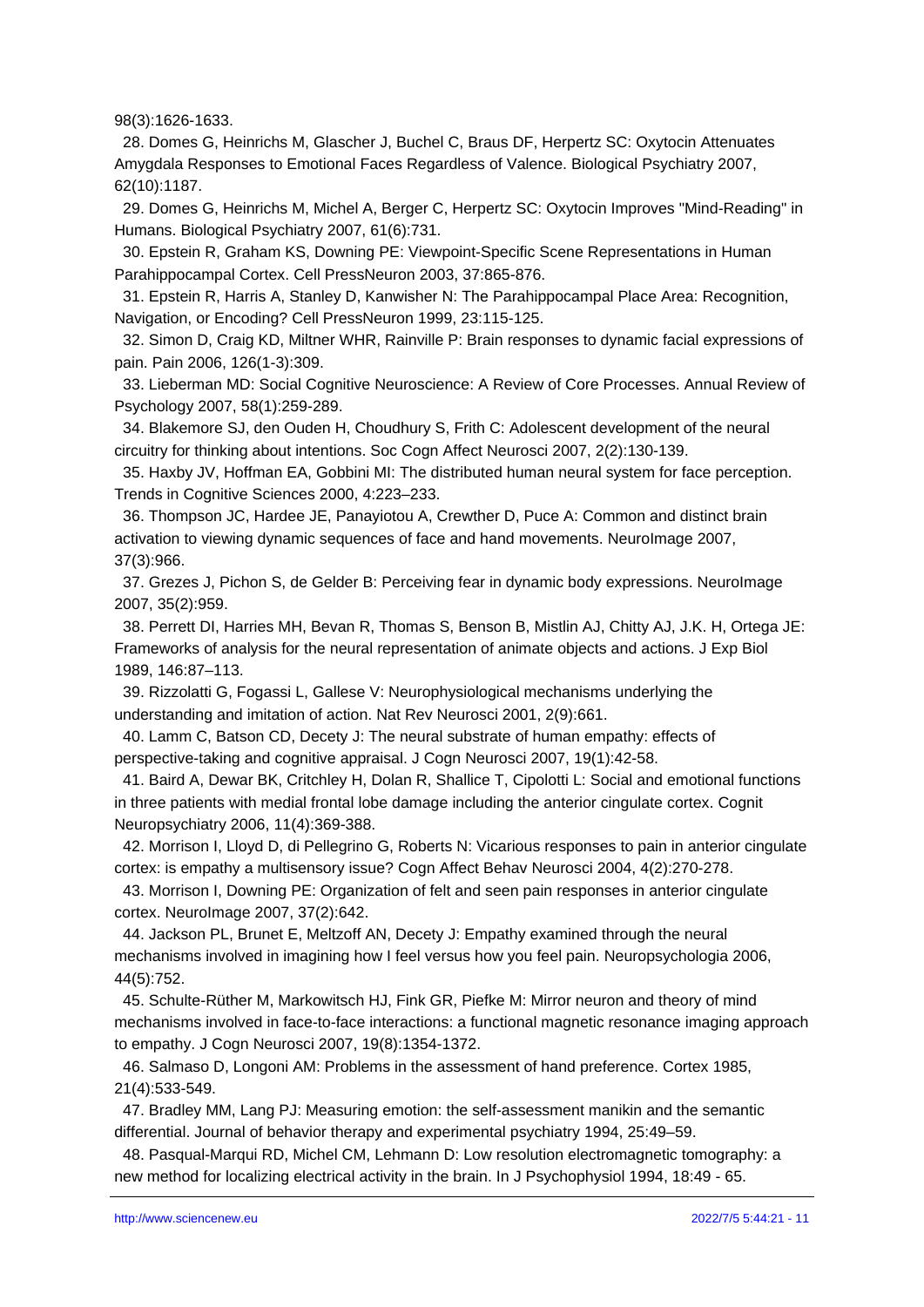98(3):1626-1633.

28. Domes G, Heinrichs M, Glascher J, Buchel C, Braus DF, Herpertz SC: Oxytocin Attenuates Amygdala Responses to Emotional Faces Regardless of Valence. Biological Psychiatry 2007, 62(10):1187.

29. Domes G, Heinrichs M, Michel A, Berger C, Herpertz SC: Oxytocin Improves "Mind-Reading" in Humans. Biological Psychiatry 2007, 61(6):731.

30. Epstein R, Graham KS, Downing PE: Viewpoint-Specific Scene Representations in Human Parahippocampal Cortex. Cell PressNeuron 2003, 37:865-876.

31. Epstein R, Harris A, Stanley D, Kanwisher N: The Parahippocampal Place Area: Recognition, Navigation, or Encoding? Cell PressNeuron 1999, 23:115-125.

32. Simon D, Craig KD, Miltner WHR, Rainville P: Brain responses to dynamic facial expressions of pain. Pain 2006, 126(1-3):309.

33. Lieberman MD: Social Cognitive Neuroscience: A Review of Core Processes. Annual Review of Psychology 2007, 58(1):259-289.

34. Blakemore SJ, den Ouden H, Choudhury S, Frith C: Adolescent development of the neural circuitry for thinking about intentions. Soc Cogn Affect Neurosci 2007, 2(2):130-139.

35. Haxby JV, Hoffman EA, Gobbini MI: The distributed human neural system for face perception. Trends in Cognitive Sciences 2000, 4:223–233.

36. Thompson JC, Hardee JE, Panayiotou A, Crewther D, Puce A: Common and distinct brain activation to viewing dynamic sequences of face and hand movements. NeuroImage 2007, 37(3):966.

37. Grezes J, Pichon S, de Gelder B: Perceiving fear in dynamic body expressions. NeuroImage 2007, 35(2):959.

38. Perrett DI, Harries MH, Bevan R, Thomas S, Benson B, Mistlin AJ, Chitty AJ, J.K. H, Ortega JE: Frameworks of analysis for the neural representation of animate objects and actions. J Exp Biol 1989, 146:87–113.

39. Rizzolatti G, Fogassi L, Gallese V: Neurophysiological mechanisms underlying the understanding and imitation of action. Nat Rev Neurosci 2001, 2(9):661.

40. Lamm C, Batson CD, Decety J: The neural substrate of human empathy: effects of perspective-taking and cognitive appraisal. J Cogn Neurosci 2007, 19(1):42-58.

41. Baird A, Dewar BK, Critchley H, Dolan R, Shallice T, Cipolotti L: Social and emotional functions in three patients with medial frontal lobe damage including the anterior cingulate cortex. Cognit Neuropsychiatry 2006, 11(4):369-388.

42. Morrison I, Lloyd D, di Pellegrino G, Roberts N: Vicarious responses to pain in anterior cingulate cortex: is empathy a multisensory issue? Cogn Affect Behav Neurosci 2004, 4(2):270-278.

43. Morrison I, Downing PE: Organization of felt and seen pain responses in anterior cingulate cortex. NeuroImage 2007, 37(2):642.

44. Jackson PL, Brunet E, Meltzoff AN, Decety J: Empathy examined through the neural mechanisms involved in imagining how I feel versus how you feel pain. Neuropsychologia 2006, 44(5):752.

45. Schulte-Rüther M, Markowitsch HJ, Fink GR, Piefke M: Mirror neuron and theory of mind mechanisms involved in face-to-face interactions: a functional magnetic resonance imaging approach to empathy. J Cogn Neurosci 2007, 19(8):1354-1372.

46. Salmaso D, Longoni AM: Problems in the assessment of hand preference. Cortex 1985, 21(4):533-549.

47. Bradley MM, Lang PJ: Measuring emotion: the self-assessment manikin and the semantic differential. Journal of behavior therapy and experimental psychiatry 1994, 25:49–59.

48. Pasqual-Marqui RD, Michel CM, Lehmann D: Low resolution electromagnetic tomography: a new method for localizing electrical activity in the brain. In J Psychophysiol 1994, 18:49 - 65.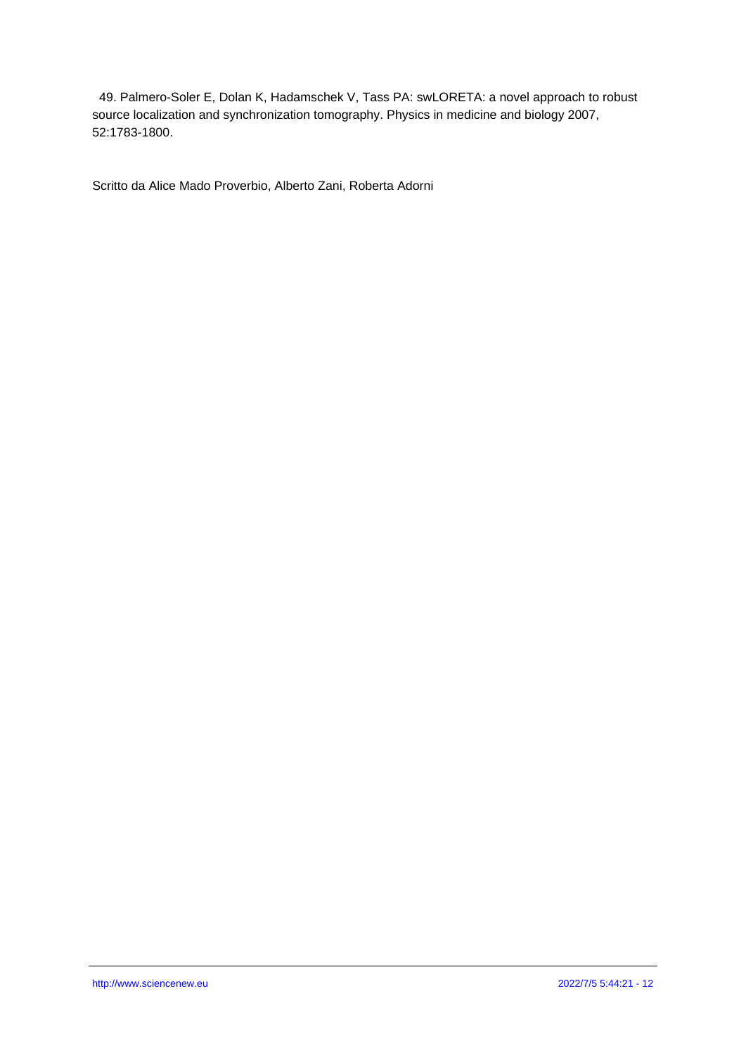49. Palmero-Soler E, Dolan K, Hadamschek V, Tass PA: swLORETA: a novel approach to robust source localization and synchronization tomography. Physics in medicine and biology 2007, 52:1783-1800.

Scritto da Alice Mado Proverbio, Alberto Zani, Roberta Adorni